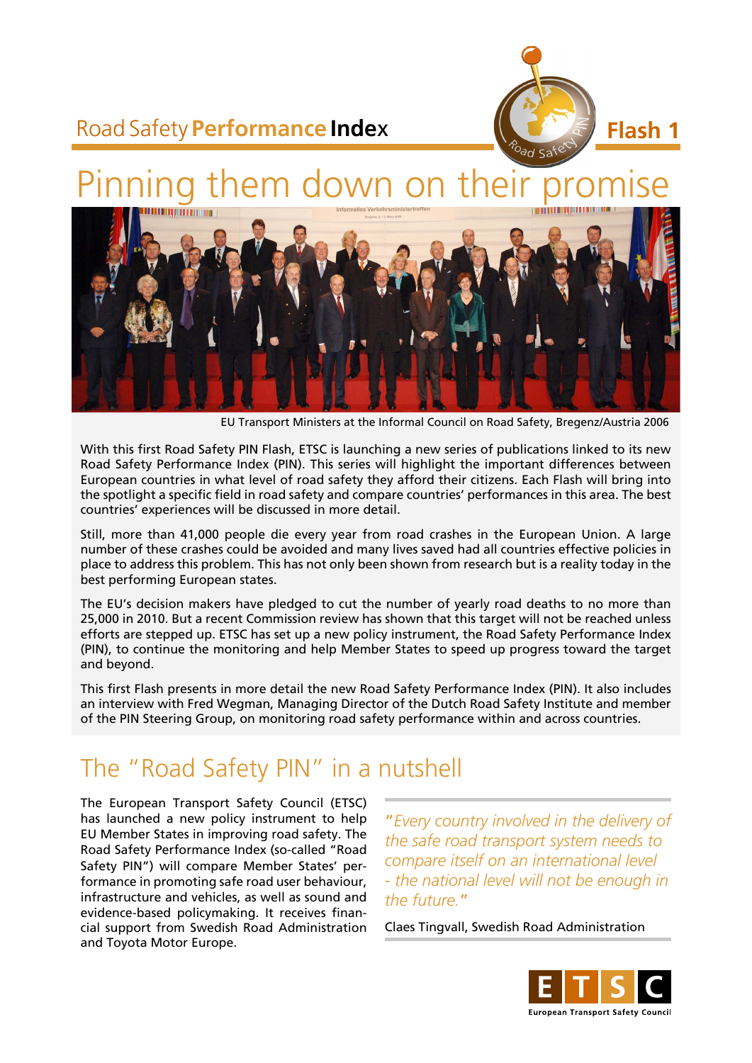Road Safety **Performance Index** — **Flash 1**

# Pinning them down on their promise

EU Transport Ministers at the Informal Council on Road Safety, Bregenz/Austria 2006

With this first Road Safety PIN Flash, ETSC is launching a new series of publications linked to its new Road Safety Performance Index (PIN). This series will highlight the important differences between European countries in what level of road safety they afford their citizens. Each Flash will bring into the spotlight a specific field in road safety and compare countries' performances in this area. The best countries' experiences will be discussed in more detail.

Still, more than 41,000 people die every year from road crashes in the European Union. A large number of these crashes could be avoided and many lives saved had all countries effective policies in place to address this problem. This has not only been shown from research but is a reality today in the best performing European states.

The EU's decision makers have pledged to cut the number of yearly road deaths to no more than 25,000 in 2010. But a recent Commission review has shown that this target will not be reached unless efforts are stepped up. ETSC has set up a new policy instrument, the Road Safety Performance Index (PIN), to continue the monitoring and help Member States to speed up progress toward the target and beyond.

This first Flash presents in more detail the new Road Safety Performance Index (PIN). It also includes an interview with Fred Wegman, Managing Director of the Dutch Road Safety Institute and member of the PIN Steering Group, on monitoring road safety performance within and across countries.

## The "Road Safety PIN" in a nutshell

The European Transport Safety Council (ETSC) has launched a new policy instrument to help EU Member States in improving road safety. The Road Safety Performance Index (so-called "Road Safety PIN") will compare Member States' performance in promoting safe road user behaviour, infrastructure and vehicles, as well as sound and evidence-based policymaking. It receives financial support from Swedish Road Administration and Toyota Motor Europe.

> *"Every country involved in the delivery of the safe road transport system needs to compare itself on an international level - the national level will not be enough in the future."*
>
> Claes Tingvall, Swedish Road Administration

ETSC
European Transport Safety Council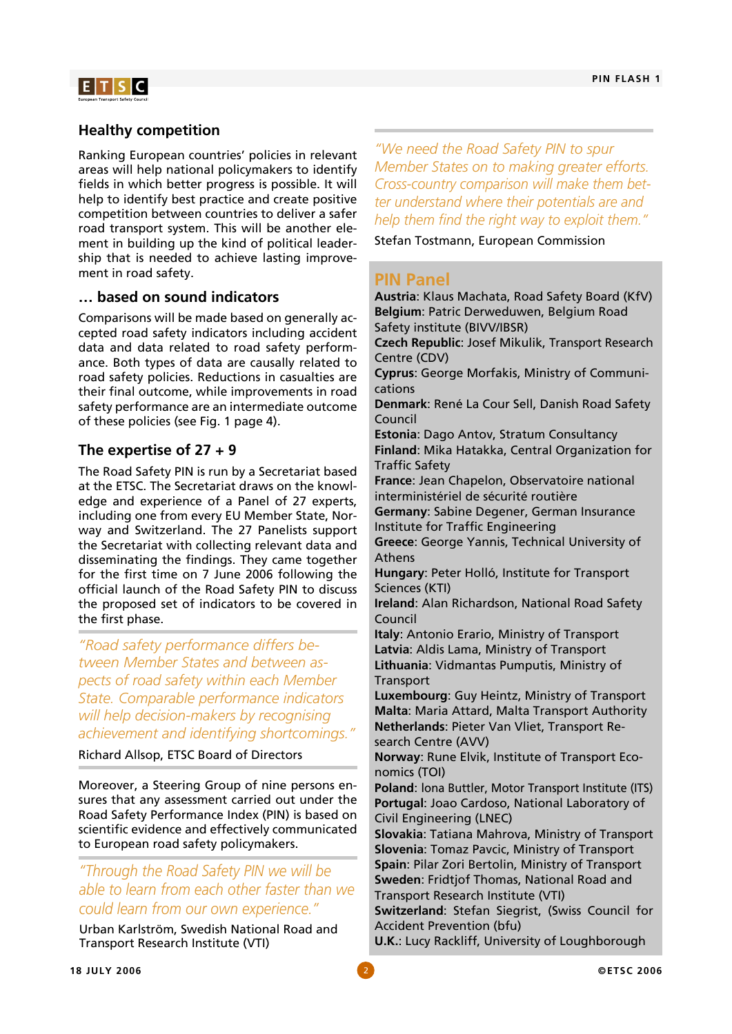## Healthy competition

Ranking European countries' policies in relevant areas will help national policymakers to identify fields in which better progress is possible. It will help to identify best practice and create positive competition between countries to deliver a safer road transport system. This will be another element in building up the kind of political leadership that is needed to achieve lasting improvement in road safety.

## … based on sound indicators

Comparisons will be made based on generally accepted road safety indicators including accident data and data related to road safety performance. Both types of data are causally related to road safety policies. Reductions in casualties are their final outcome, while improvements in road safety performance are an intermediate outcome of these policies (see Fig. 1 page 4).

## The expertise of 27 + 9

The Road Safety PIN is run by a Secretariat based at the ETSC. The Secretariat draws on the knowledge and experience of a Panel of 27 experts, including one from every EU Member State, Norway and Switzerland. The 27 Panelists support the Secretariat with collecting relevant data and disseminating the findings. They came together for the first time on 7 June 2006 following the official launch of the Road Safety PIN to discuss the proposed set of indicators to be covered in the first phase.

*"Road safety performance differs between Member States and between aspects of road safety within each Member State. Comparable performance indicators will help decision-makers by recognising achievement and identifying shortcomings."*

Richard Allsop, ETSC Board of Directors

Moreover, a Steering Group of nine persons ensures that any assessment carried out under the Road Safety Performance Index (PIN) is based on scientific evidence and effectively communicated to European road safety policymakers.

*"Through the Road Safety PIN we will be able to learn from each other faster than we could learn from our own experience."*

Urban Karlström, Swedish National Road and Transport Research Institute (VTI)

*"We need the Road Safety PIN to spur Member States on to making greater efforts. Cross-country comparison will make them better understand where their potentials are and help them find the right way to exploit them."*

Stefan Tostmann, European Commission

## PIN Panel

**Austria**: Klaus Machata, Road Safety Board (KfV)
**Belgium**: Patric Derweduwen, Belgium Road Safety institute (BIVV/IBSR)
**Czech Republic**: Josef Mikulik, Transport Research Centre (CDV)
**Cyprus**: George Morfakis, Ministry of Communications
**Denmark**: René La Cour Sell, Danish Road Safety Council
**Estonia**: Dago Antov, Stratum Consultancy
**Finland**: Mika Hatakka, Central Organization for Traffic Safety
**France**: Jean Chapelon, Observatoire national interministériel de sécurité routière
**Germany**: Sabine Degener, German Insurance Institute for Traffic Engineering
**Greece**: George Yannis, Technical University of Athens
**Hungary**: Peter Holló, Institute for Transport Sciences (KTI)
**Ireland**: Alan Richardson, National Road Safety Council
**Italy**: Antonio Erario, Ministry of Transport
**Latvia**: Aldis Lama, Ministry of Transport
**Lithuania**: Vidmantas Pumputis, Ministry of Transport
**Luxembourg**: Guy Heintz, Ministry of Transport
**Malta**: Maria Attard, Malta Transport Authority
**Netherlands**: Pieter Van Vliet, Transport Research Centre (AVV)
**Norway**: Rune Elvik, Institute of Transport Economics (TOI)
**Poland**: Iona Buttler, Motor Transport Institute (ITS)
**Portugal**: Joao Cardoso, National Laboratory of Civil Engineering (LNEC)
**Slovakia**: Tatiana Mahrova, Ministry of Transport
**Slovenia**: Tomaz Pavcic, Ministry of Transport
**Spain**: Pilar Zori Bertolin, Ministry of Transport
**Sweden**: Fridtjof Thomas, National Road and Transport Research Institute (VTI)
**Switzerland**: Stefan Siegrist, (Swiss Council for Accident Prevention (bfu)
**U.K.**: Lucy Rackliff, University of Loughborough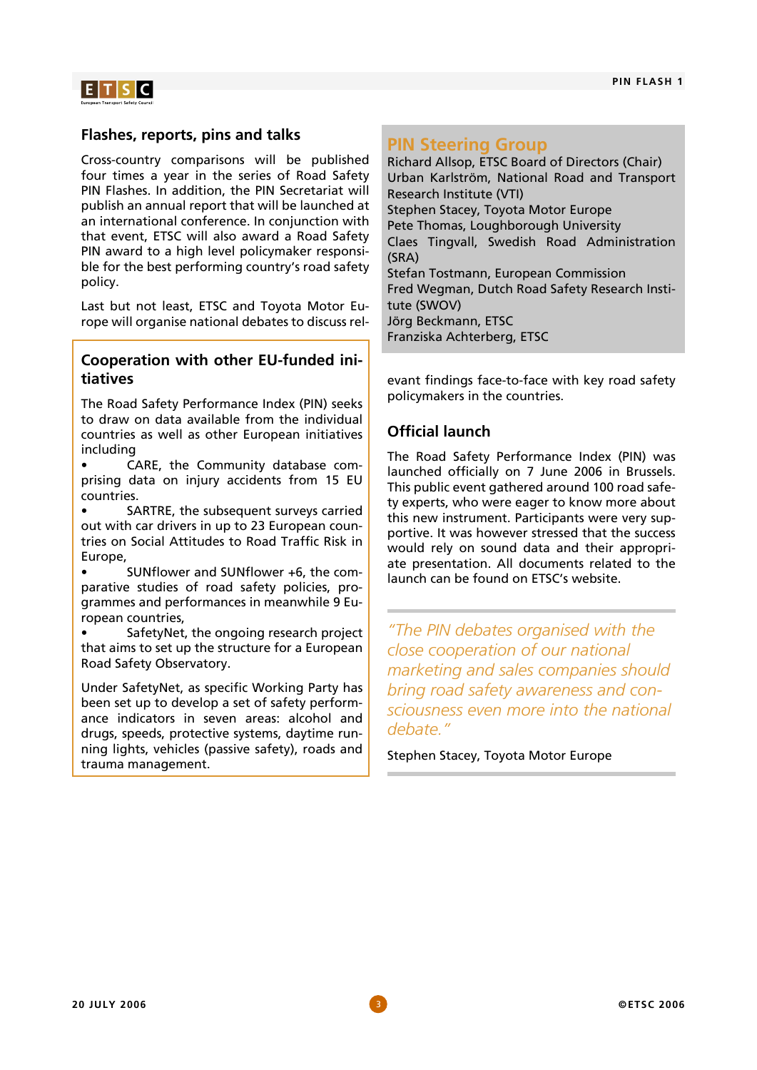## Flashes, reports, pins and talks

Cross-country comparisons will be published four times a year in the series of Road Safety PIN Flashes. In addition, the PIN Secretariat will publish an annual report that will be launched at an international conference. In conjunction with that event, ETSC will also award a Road Safety PIN award to a high level policymaker responsible for the best performing country's road safety policy.

Last but not least, ETSC and Toyota Motor Europe will organise national debates to discuss relevant findings face-to-face with key road safety policymakers in the countries.

## Cooperation with other EU-funded initiatives

The Road Safety Performance Index (PIN) seeks to draw on data available from the individual countries as well as other European initiatives including

- CARE, the Community database comprising data on injury accidents from 15 EU countries.
- SARTRE, the subsequent surveys carried out with car drivers in up to 23 European countries on Social Attitudes to Road Traffic Risk in Europe,
- SUNflower and SUNflower +6, the comparative studies of road safety policies, programmes and performances in meanwhile 9 European countries,
- SafetyNet, the ongoing research project that aims to set up the structure for a European Road Safety Observatory.

Under SafetyNet, as specific Working Party has been set up to develop a set of safety performance indicators in seven areas: alcohol and drugs, speeds, protective systems, daytime running lights, vehicles (passive safety), roads and trauma management.

## PIN Steering Group

Richard Allsop, ETSC Board of Directors (Chair)
Urban Karlström, National Road and Transport Research Institute (VTI)
Stephen Stacey, Toyota Motor Europe
Pete Thomas, Loughborough University
Claes Tingvall, Swedish Road Administration (SRA)
Stefan Tostmann, European Commission
Fred Wegman, Dutch Road Safety Research Institute (SWOV)
Jörg Beckmann, ETSC
Franziska Achterberg, ETSC

## Official launch

The Road Safety Performance Index (PIN) was launched officially on 7 June 2006 in Brussels. This public event gathered around 100 road safety experts, who were eager to know more about this new instrument. Participants were very supportive. It was however stressed that the success would rely on sound data and their appropriate presentation. All documents related to the launch can be found on ETSC's website.

*"The PIN debates organised with the close cooperation of our national marketing and sales companies should bring road safety awareness and consciousness even more into the national debate."*

Stephen Stacey, Toyota Motor Europe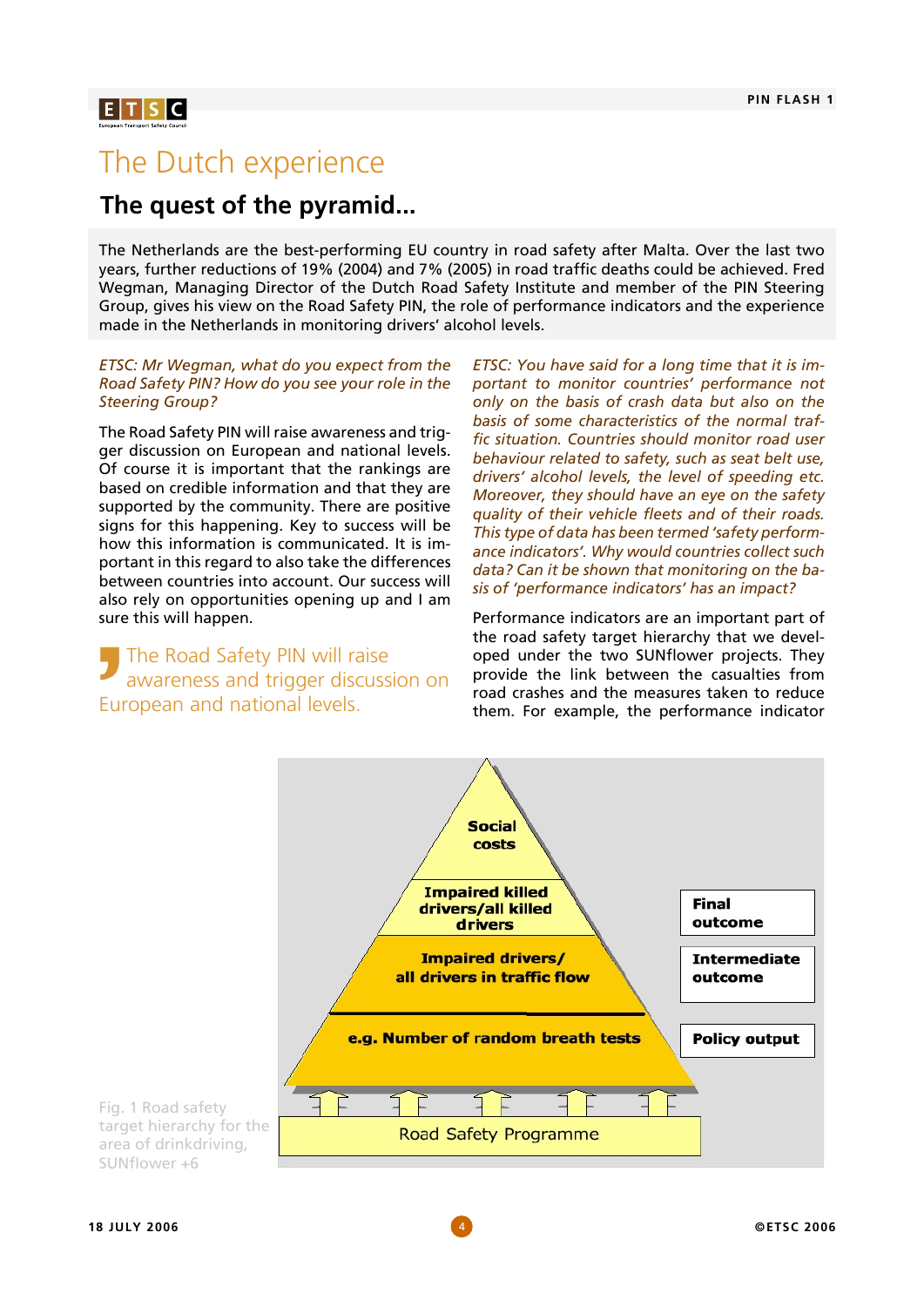# The Dutch experience

## The quest of the pyramid...

The Netherlands are the best-performing EU country in road safety after Malta. Over the last two years, further reductions of 19% (2004) and 7% (2005) in road traffic deaths could be achieved. Fred Wegman, Managing Director of the Dutch Road Safety Institute and member of the PIN Steering Group, gives his view on the Road Safety PIN, the role of performance indicators and the experience made in the Netherlands in monitoring drivers' alcohol levels.

*ETSC: Mr Wegman, what do you expect from the Road Safety PIN? How do you see your role in the Steering Group?*

The Road Safety PIN will raise awareness and trigger discussion on European and national levels. Of course it is important that the rankings are based on credible information and that they are supported by the community. There are positive signs for this happening. Key to success will be how this information is communicated. It is important in this regard to also take the differences between countries into account. Our success will also rely on opportunities opening up and I am sure this will happen.

> The Road Safety PIN will raise awareness and trigger discussion on European and national levels.

*ETSC: You have said for a long time that it is important to monitor countries' performance not only on the basis of crash data but also on the basis of some characteristics of the normal traffic situation. Countries should monitor road user behaviour related to safety, such as seat belt use, drivers' alcohol levels, the level of speeding etc. Moreover, they should have an eye on the safety quality of their vehicle fleets and of their roads. This type of data has been termed 'safety performance indicators'. Why would countries collect such data? Can it be shown that monitoring on the basis of 'performance indicators' has an impact?*

Performance indicators are an important part of the road safety target hierarchy that we developed under the two SUNflower projects. They provide the link between the casualties from road crashes and the measures taken to reduce them. For example, the performance indicator

| Pyramid level | Category |
|---|---|
| Social costs | |
| Impaired killed drivers/all killed drivers | Final outcome |
| Impaired drivers/ all drivers in traffic flow | Intermediate outcome |
| e.g. Number of random breath tests | Policy output |
| Road Safety Programme | |

Fig. 1 Road safety target hierarchy for the area of drinkdriving, SUNflower +6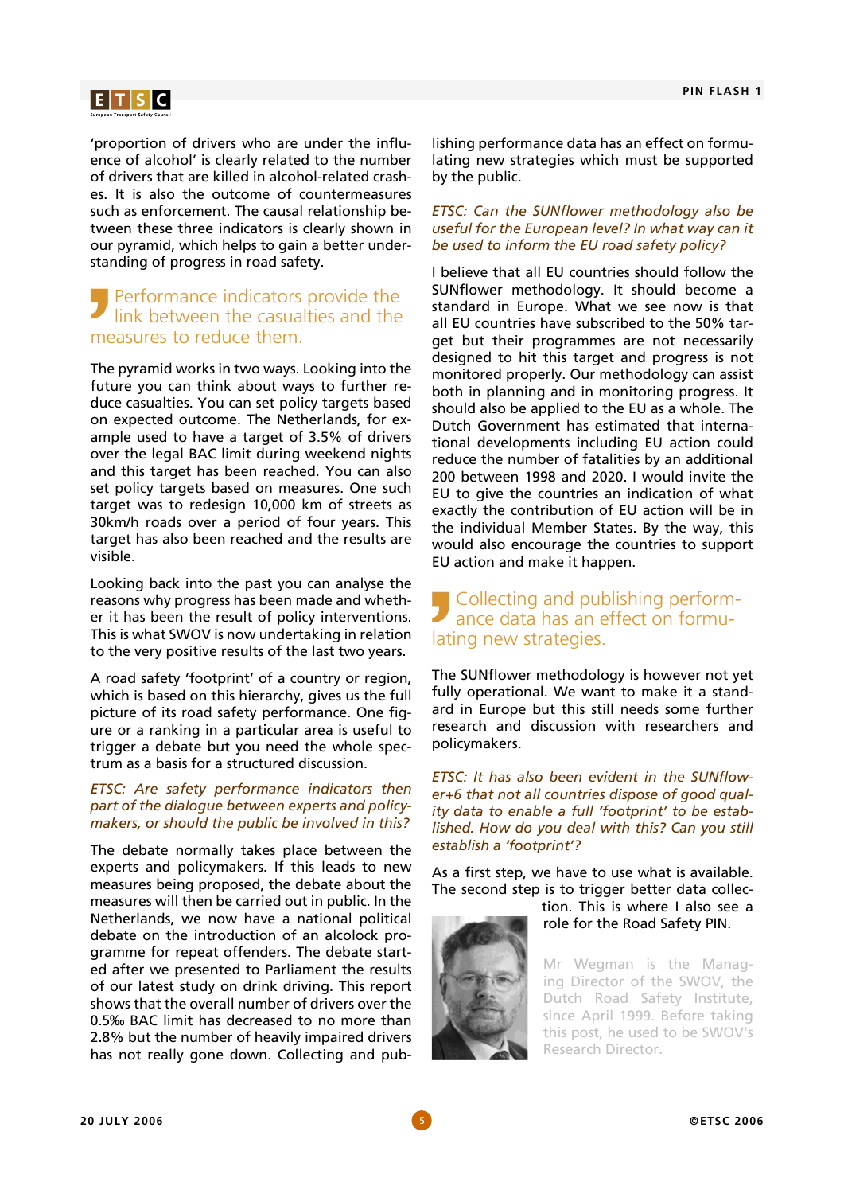'proportion of drivers who are under the influence of alcohol' is clearly related to the number of drivers that are killed in alcohol-related crashes. It is also the outcome of countermeasures such as enforcement. The causal relationship between these three indicators is clearly shown in our pyramid, which helps to gain a better understanding of progress in road safety.

> Performance indicators provide the link between the casualties and the measures to reduce them.

The pyramid works in two ways. Looking into the future you can think about ways to further reduce casualties. You can set policy targets based on expected outcome. The Netherlands, for example used to have a target of 3.5% of drivers over the legal BAC limit during weekend nights and this target has been reached. You can also set policy targets based on measures. One such target was to redesign 10,000 km of streets as 30km/h roads over a period of four years. This target has also been reached and the results are visible.

Looking back into the past you can analyse the reasons why progress has been made and whether it has been the result of policy interventions. This is what SWOV is now undertaking in relation to the very positive results of the last two years.

A road safety 'footprint' of a country or region, which is based on this hierarchy, gives us the full picture of its road safety performance. One figure or a ranking in a particular area is useful to trigger a debate but you need the whole spectrum as a basis for a structured discussion.

*ETSC: Are safety performance indicators then part of the dialogue between experts and policymakers, or should the public be involved in this?*

The debate normally takes place between the experts and policymakers. If this leads to new measures being proposed, the debate about the measures will then be carried out in public. In the Netherlands, we now have a national political debate on the introduction of an alcolock programme for repeat offenders. The debate started after we presented to Parliament the results of our latest study on drink driving. This report shows that the overall number of drivers over the 0.5‰ BAC limit has decreased to no more than 2.8% but the number of heavily impaired drivers has not really gone down. Collecting and publishing performance data has an effect on formulating new strategies which must be supported by the public.

*ETSC: Can the SUNflower methodology also be useful for the European level? In what way can it be used to inform the EU road safety policy?*

I believe that all EU countries should follow the SUNflower methodology. It should become a standard in Europe. What we see now is that all EU countries have subscribed to the 50% target but their programmes are not necessarily designed to hit this target and progress is not monitored properly. Our methodology can assist both in planning and in monitoring progress. It should also be applied to the EU as a whole. The Dutch Government has estimated that international developments including EU action could reduce the number of fatalities by an additional 200 between 1998 and 2020. I would invite the EU to give the countries an indication of what exactly the contribution of EU action will be in the individual Member States. By the way, this would also encourage the countries to support EU action and make it happen.

> Collecting and publishing performance data has an effect on formulating new strategies.

The SUNflower methodology is however not yet fully operational. We want to make it a standard in Europe but this still needs some further research and discussion with researchers and policymakers.

*ETSC: It has also been evident in the SUNflower+6 that not all countries dispose of good quality data to enable a full 'footprint' to be established. How do you deal with this? Can you still establish a 'footprint'?*

As a first step, we have to use what is available. The second step is to trigger better data collection. This is where I also see a role for the Road Safety PIN.

Mr Wegman is the Managing Director of the SWOV, the Dutch Road Safety Institute, since April 1999. Before taking this post, he used to be SWOV's Research Director.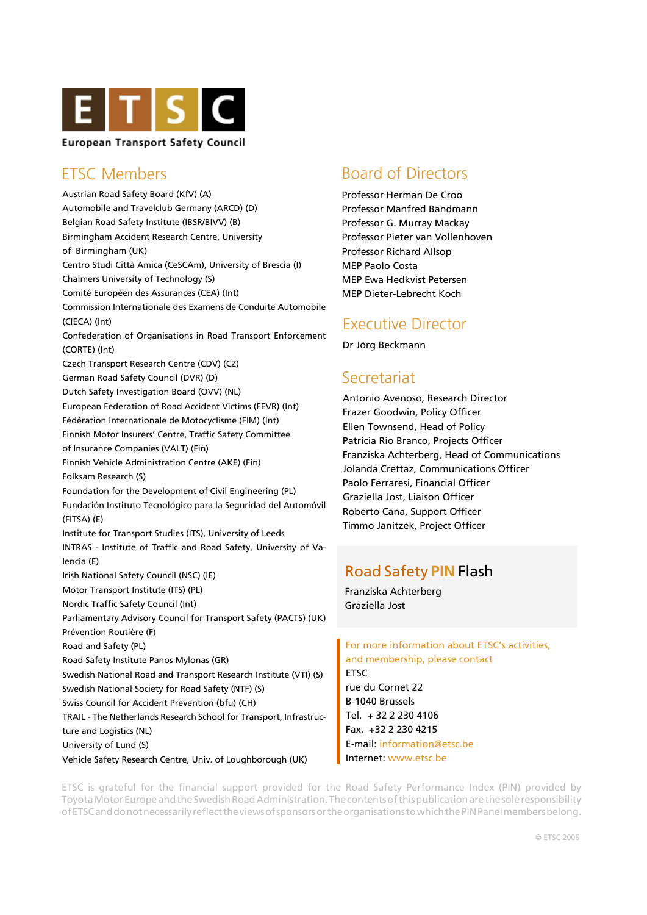**European Transport Safety Council**

## ETSC Members

Austrian Road Safety Board (KfV) (A)
Automobile and Travelclub Germany (ARCD) (D)
Belgian Road Safety Institute (IBSR/BIVV) (B)
Birmingham Accident Research Centre, University of Birmingham (UK)
Centro Studi Città Amica (CeSCAm), University of Brescia (I)
Chalmers University of Technology (S)
Comité Européen des Assurances (CEA) (Int)
Commission Internationale des Examens de Conduite Automobile (CIECA) (Int)
Confederation of Organisations in Road Transport Enforcement (CORTE) (Int)
Czech Transport Research Centre (CDV) (CZ)
German Road Safety Council (DVR) (D)
Dutch Safety Investigation Board (OVV) (NL)
European Federation of Road Accident Victims (FEVR) (Int)
Fédération Internationale de Motocyclisme (FIM) (Int)
Finnish Motor Insurers' Centre, Traffic Safety Committee of Insurance Companies (VALT) (Fin)
Finnish Vehicle Administration Centre (AKE) (Fin)
Folksam Research (S)
Foundation for the Development of Civil Engineering (PL)
Fundación Instituto Tecnológico para la Seguridad del Automóvil (FITSA) (E)
Institute for Transport Studies (ITS), University of Leeds
INTRAS - Institute of Traffic and Road Safety, University of Valencia (E)
Irish National Safety Council (NSC) (IE)
Motor Transport Institute (ITS) (PL)
Nordic Traffic Safety Council (Int)
Parliamentary Advisory Council for Transport Safety (PACTS) (UK)
Prévention Routière (F)
Road and Safety (PL)
Road Safety Institute Panos Mylonas (GR)
Swedish National Road and Transport Research Institute (VTI) (S)
Swedish National Society for Road Safety (NTF) (S)
Swiss Council for Accident Prevention (bfu) (CH)
TRAIL - The Netherlands Research School for Transport, Infrastructure and Logistics (NL)
University of Lund (S)
Vehicle Safety Research Centre, Univ. of Loughborough (UK)

## Board of Directors

Professor Herman De Croo
Professor Manfred Bandmann
Professor G. Murray Mackay
Professor Pieter van Vollenhoven
Professor Richard Allsop
MEP Paolo Costa
MEP Ewa Hedkvist Petersen
MEP Dieter-Lebrecht Koch

## Executive Director

Dr Jörg Beckmann

## Secretariat

Antonio Avenoso, Research Director
Frazer Goodwin, Policy Officer
Ellen Townsend, Head of Policy
Patricia Rio Branco, Projects Officer
Franziska Achterberg, Head of Communications
Jolanda Crettaz, Communications Officer
Paolo Ferraresi, Financial Officer
Graziella Jost, Liaison Officer
Roberto Cana, Support Officer
Timmo Janitzek, Project Officer

## Road Safety PIN Flash

Franziska Achterberg
Graziella Jost

For more information about ETSC's activities, and membership, please contact
ETSC
rue du Cornet 22
B-1040 Brussels
Tel. + 32 2 230 4106
Fax. +32 2 230 4215
E-mail: information@etsc.be
Internet: www.etsc.be

ETSC is grateful for the financial support provided for the Road Safety Performance Index (PIN) provided by Toyota Motor Europe and the Swedish Road Administration. The contents of this publication are the sole responsibility of ETSC and do not necessarily reflect the views of sponsors or the organisations to which the PIN Panel members belong.

© ETSC 2006